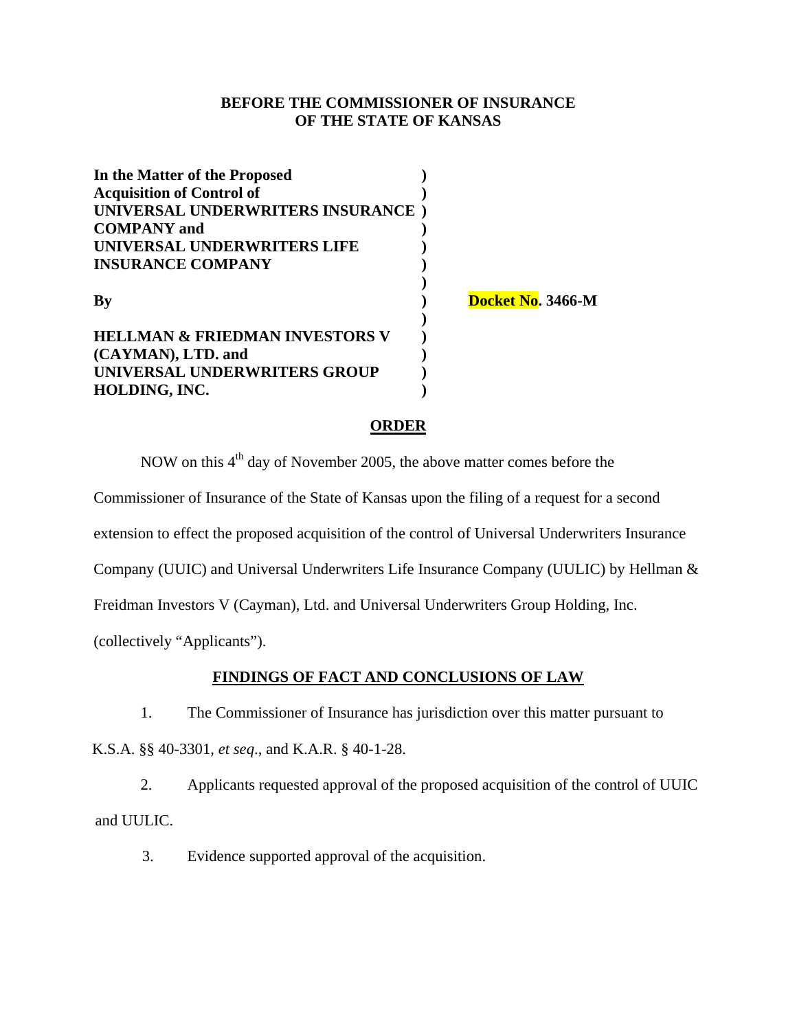**BEFORE THE COMMISSIONER OF INSURANCE**
**OF THE STATE OF KANSAS**

| | | |
|---|---|---|
| **In the Matter of the Proposed Acquisition of Control of UNIVERSAL UNDERWRITERS INSURANCE COMPANY and UNIVERSAL UNDERWRITERS LIFE INSURANCE COMPANY** | **)** | |
| **By** | **)** | **Docket No. 3466-M** |
| **HELLMAN & FRIEDMAN INVESTORS V (CAYMAN), LTD. and UNIVERSAL UNDERWRITERS GROUP HOLDING, INC.** | **)** | |

## ORDER

NOW on this 4th day of November 2005, the above matter comes before the Commissioner of Insurance of the State of Kansas upon the filing of a request for a second extension to effect the proposed acquisition of the control of Universal Underwriters Insurance Company (UUIC) and Universal Underwriters Life Insurance Company (UULIC) by Hellman & Freidman Investors V (Cayman), Ltd. and Universal Underwriters Group Holding, Inc. (collectively "Applicants").

## FINDINGS OF FACT AND CONCLUSIONS OF LAW

1. The Commissioner of Insurance has jurisdiction over this matter pursuant to K.S.A. §§ 40-3301, *et seq.*, and K.A.R. § 40-1-28.

2. Applicants requested approval of the proposed acquisition of the control of UUIC and UULIC.

3. Evidence supported approval of the acquisition.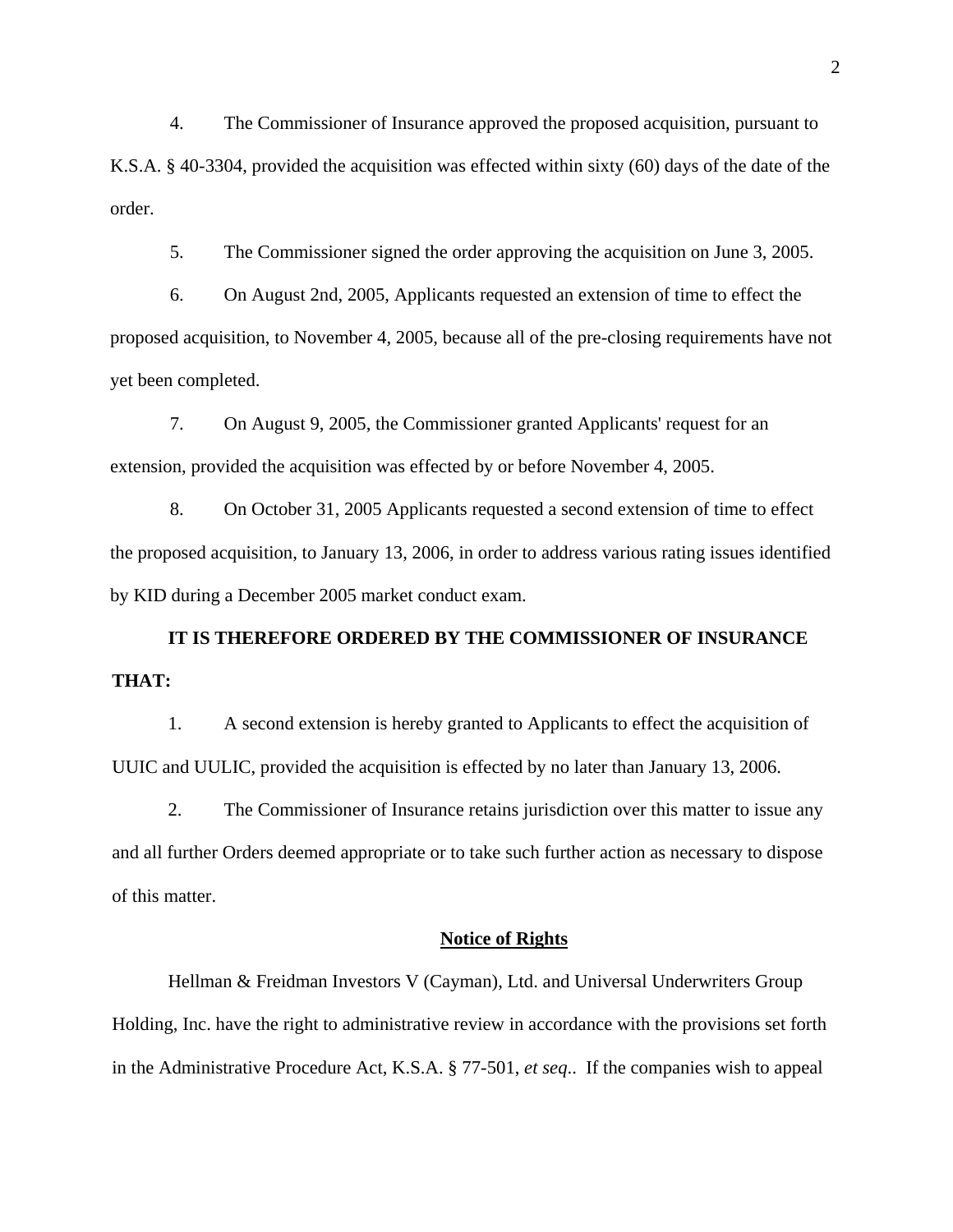4. The Commissioner of Insurance approved the proposed acquisition, pursuant to K.S.A. § 40-3304, provided the acquisition was effected within sixty (60) days of the date of the order.

5. The Commissioner signed the order approving the acquisition on June 3, 2005.

6. On August 2nd, 2005, Applicants requested an extension of time to effect the proposed acquisition, to November 4, 2005, because all of the pre-closing requirements have not yet been completed.

7. On August 9, 2005, the Commissioner granted Applicants' request for an extension, provided the acquisition was effected by or before November 4, 2005.

8. On October 31, 2005 Applicants requested a second extension of time to effect the proposed acquisition, to January 13, 2006, in order to address various rating issues identified by KID during a December 2005 market conduct exam.

**IT IS THEREFORE ORDERED BY THE COMMISSIONER OF INSURANCE THAT:**

1. A second extension is hereby granted to Applicants to effect the acquisition of UUIC and UULIC, provided the acquisition is effected by no later than January 13, 2006.

2. The Commissioner of Insurance retains jurisdiction over this matter to issue any and all further Orders deemed appropriate or to take such further action as necessary to dispose of this matter.

**Notice of Rights**

Hellman & Freidman Investors V (Cayman), Ltd. and Universal Underwriters Group Holding, Inc. have the right to administrative review in accordance with the provisions set forth in the Administrative Procedure Act, K.S.A. § 77-501, *et seq*.. If the companies wish to appeal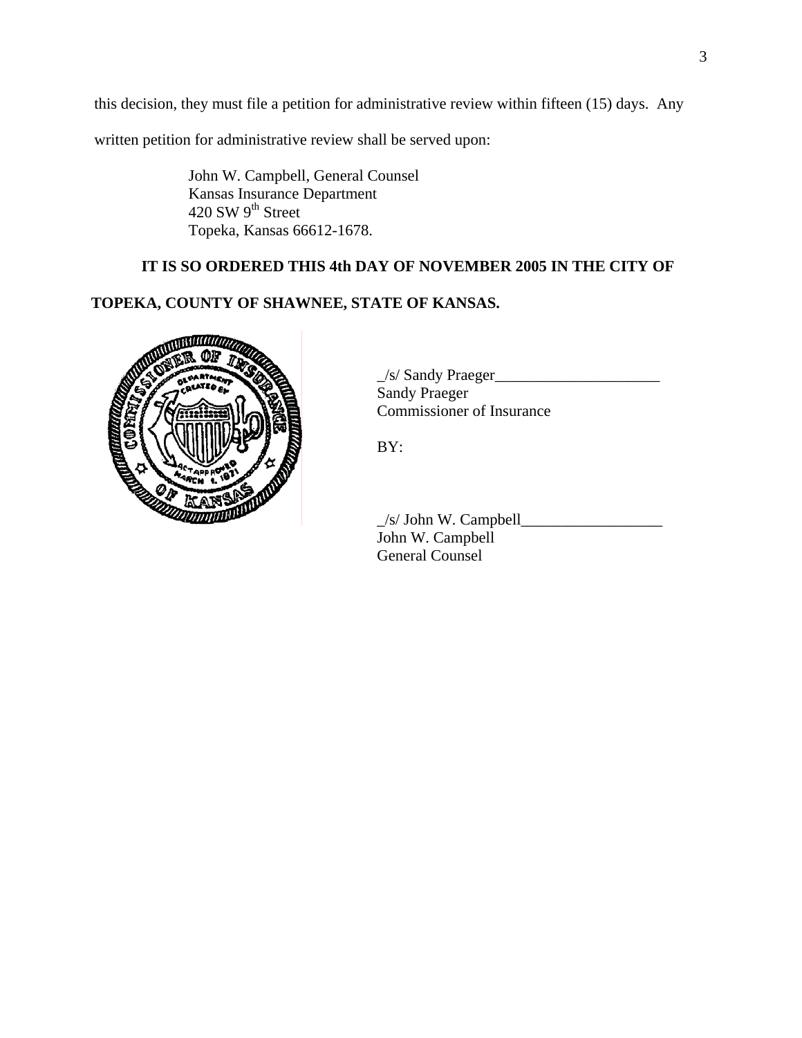this decision, they must file a petition for administrative review within fifteen (15) days. Any written petition for administrative review shall be served upon:

John W. Campbell, General Counsel
Kansas Insurance Department
420 SW 9th Street
Topeka, Kansas 66612-1678.

**IT IS SO ORDERED THIS 4th DAY OF NOVEMBER 2005 IN THE CITY OF TOPEKA, COUNTY OF SHAWNEE, STATE OF KANSAS.**

_/s/ Sandy Praeger_____________________
Sandy Praeger
Commissioner of Insurance

BY:

_/s/ John W. Campbell__________________
John W. Campbell
General Counsel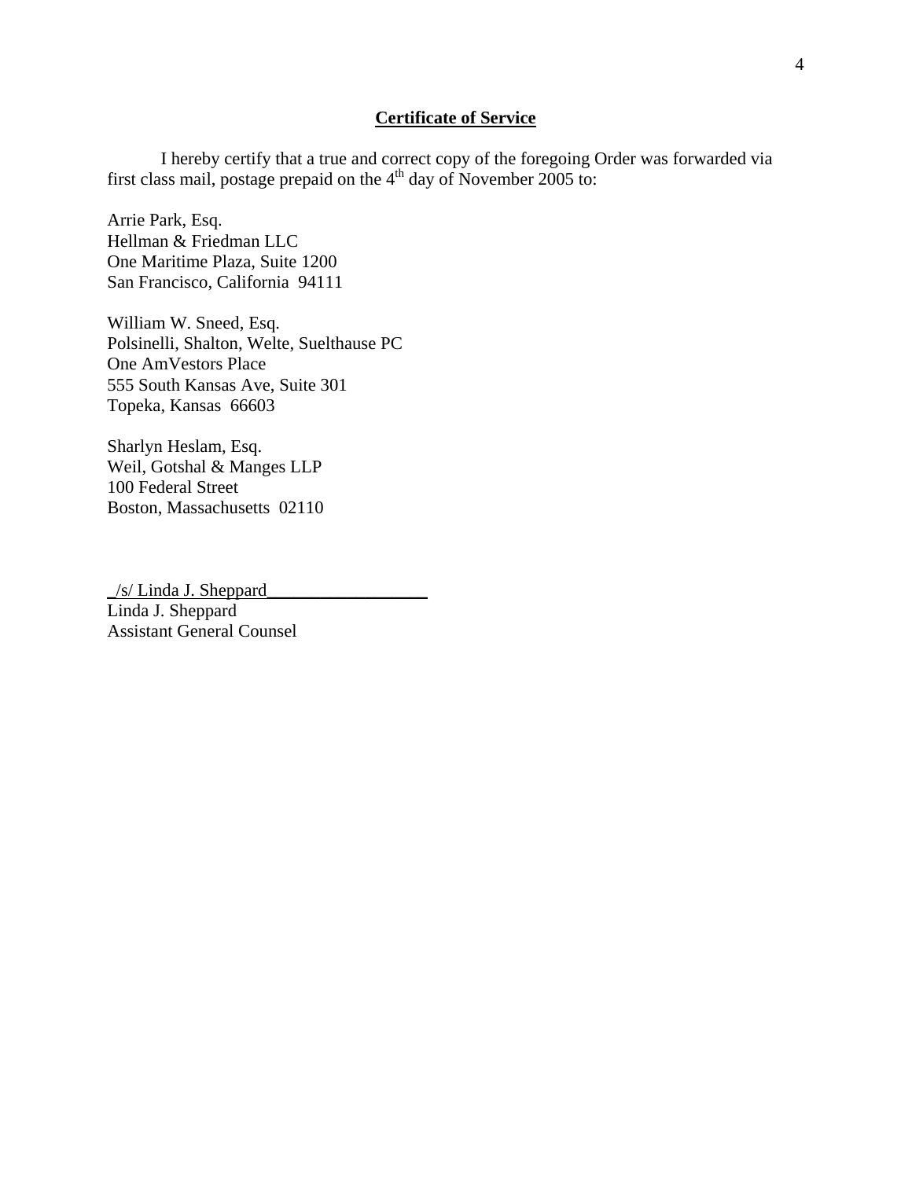**Certificate of Service**

I hereby certify that a true and correct copy of the foregoing Order was forwarded via first class mail, postage prepaid on the 4th day of November 2005 to:

Arrie Park, Esq.
Hellman & Friedman LLC
One Maritime Plaza, Suite 1200
San Francisco, California 94111

William W. Sneed, Esq.
Polsinelli, Shalton, Welte, Suelthause PC
One AmVestors Place
555 South Kansas Ave, Suite 301
Topeka, Kansas 66603

Sharlyn Heslam, Esq.
Weil, Gotshal & Manges LLP
100 Federal Street
Boston, Massachusetts 02110

_/s/ Linda J. Sheppard__________________
Linda J. Sheppard
Assistant General Counsel